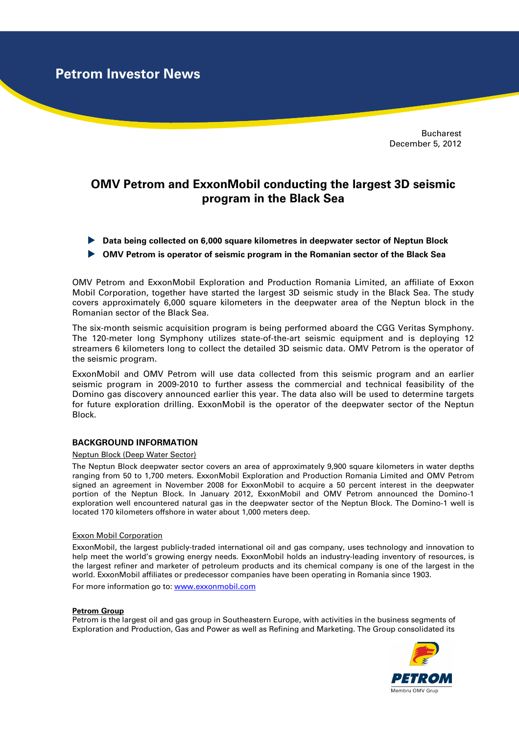Petrom Investor News

Bucharest
December 5, 2012

# OMV Petrom and ExxonMobil conducting the largest 3D seismic program in the Black Sea

- **Data being collected on 6,000 square kilometres in deepwater sector of Neptun Block**
- **OMV Petrom is operator of seismic program in the Romanian sector of the Black Sea**

OMV Petrom and ExxonMobil Exploration and Production Romania Limited, an affiliate of Exxon Mobil Corporation, together have started the largest 3D seismic study in the Black Sea. The study covers approximately 6,000 square kilometers in the deepwater area of the Neptun block in the Romanian sector of the Black Sea.

The six-month seismic acquisition program is being performed aboard the CGG Veritas Symphony. The 120-meter long Symphony utilizes state-of-the-art seismic equipment and is deploying 12 streamers 6 kilometers long to collect the detailed 3D seismic data. OMV Petrom is the operator of the seismic program.

ExxonMobil and OMV Petrom will use data collected from this seismic program and an earlier seismic program in 2009-2010 to further assess the commercial and technical feasibility of the Domino gas discovery announced earlier this year. The data also will be used to determine targets for future exploration drilling. ExxonMobil is the operator of the deepwater sector of the Neptun Block.

## BACKGROUND INFORMATION

Neptun Block (Deep Water Sector)

The Neptun Block deepwater sector covers an area of approximately 9,900 square kilometers in water depths ranging from 50 to 1,700 meters. ExxonMobil Exploration and Production Romania Limited and OMV Petrom signed an agreement in November 2008 for ExxonMobil to acquire a 50 percent interest in the deepwater portion of the Neptun Block. In January 2012, ExxonMobil and OMV Petrom announced the Domino-1 exploration well encountered natural gas in the deepwater sector of the Neptun Block. The Domino-1 well is located 170 kilometers offshore in water about 1,000 meters deep.

Exxon Mobil Corporation

ExxonMobil, the largest publicly-traded international oil and gas company, uses technology and innovation to help meet the world's growing energy needs. ExxonMobil holds an industry-leading inventory of resources, is the largest refiner and marketer of petroleum products and its chemical company is one of the largest in the world. ExxonMobil affiliates or predecessor companies have been operating in Romania since 1903.

For more information go to: www.exxonmobil.com

**Petrom Group**

Petrom is the largest oil and gas group in Southeastern Europe, with activities in the business segments of Exploration and Production, Gas and Power as well as Refining and Marketing. The Group consolidated its

PETROM
Membru OMV Grup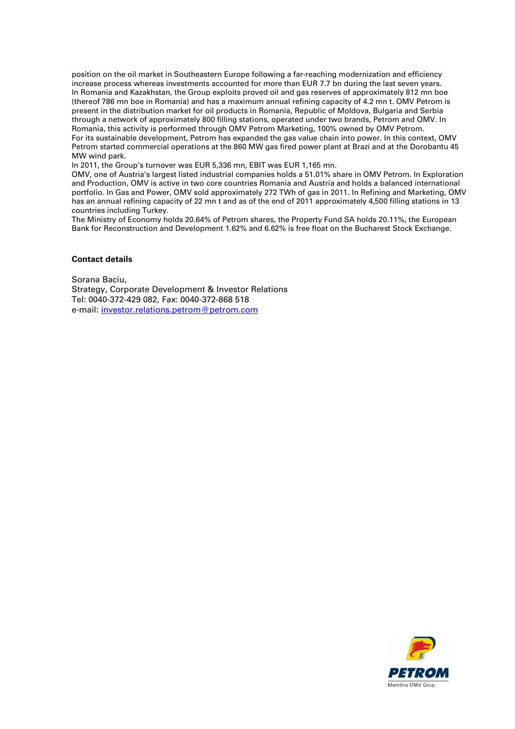position on the oil market in Southeastern Europe following a far-reaching modernization and efficiency increase process whereas investments accounted for more than EUR 7.7 bn during the last seven years. In Romania and Kazakhstan, the Group exploits proved oil and gas reserves of approximately 812 mn boe (thereof 786 mn boe in Romania) and has a maximum annual refining capacity of 4.2 mn t. OMV Petrom is present in the distribution market for oil products in Romania, Republic of Moldova, Bulgaria and Serbia through a network of approximately 800 filling stations, operated under two brands, Petrom and OMV. In Romania, this activity is performed through OMV Petrom Marketing, 100% owned by OMV Petrom.

For its sustainable development, Petrom has expanded the gas value chain into power. In this context, OMV Petrom started commercial operations at the 860 MW gas fired power plant at Brazi and at the Dorobantu 45 MW wind park.

In 2011, the Group's turnover was EUR 5,336 mn, EBIT was EUR 1,165 mn.

OMV, one of Austria's largest listed industrial companies holds a 51.01% share in OMV Petrom. In Exploration and Production, OMV is active in two core countries Romania and Austria and holds a balanced international portfolio. In Gas and Power, OMV sold approximately 272 TWh of gas in 2011. In Refining and Marketing, OMV has an annual refining capacity of 22 mn t and as of the end of 2011 approximately 4,500 filling stations in 13 countries including Turkey.

The Ministry of Economy holds 20.64% of Petrom shares, the Property Fund SA holds 20.11%, the European Bank for Reconstruction and Development 1.62% and 6.62% is free float on the Bucharest Stock Exchange.

**Contact details**

Sorana Baciu,
Strategy, Corporate Development & Investor Relations
Tel: 0040-372-429 082, Fax: 0040-372-868 518
e-mail: investor.relations.petrom@petrom.com

PETROM
Membru OMV Grup